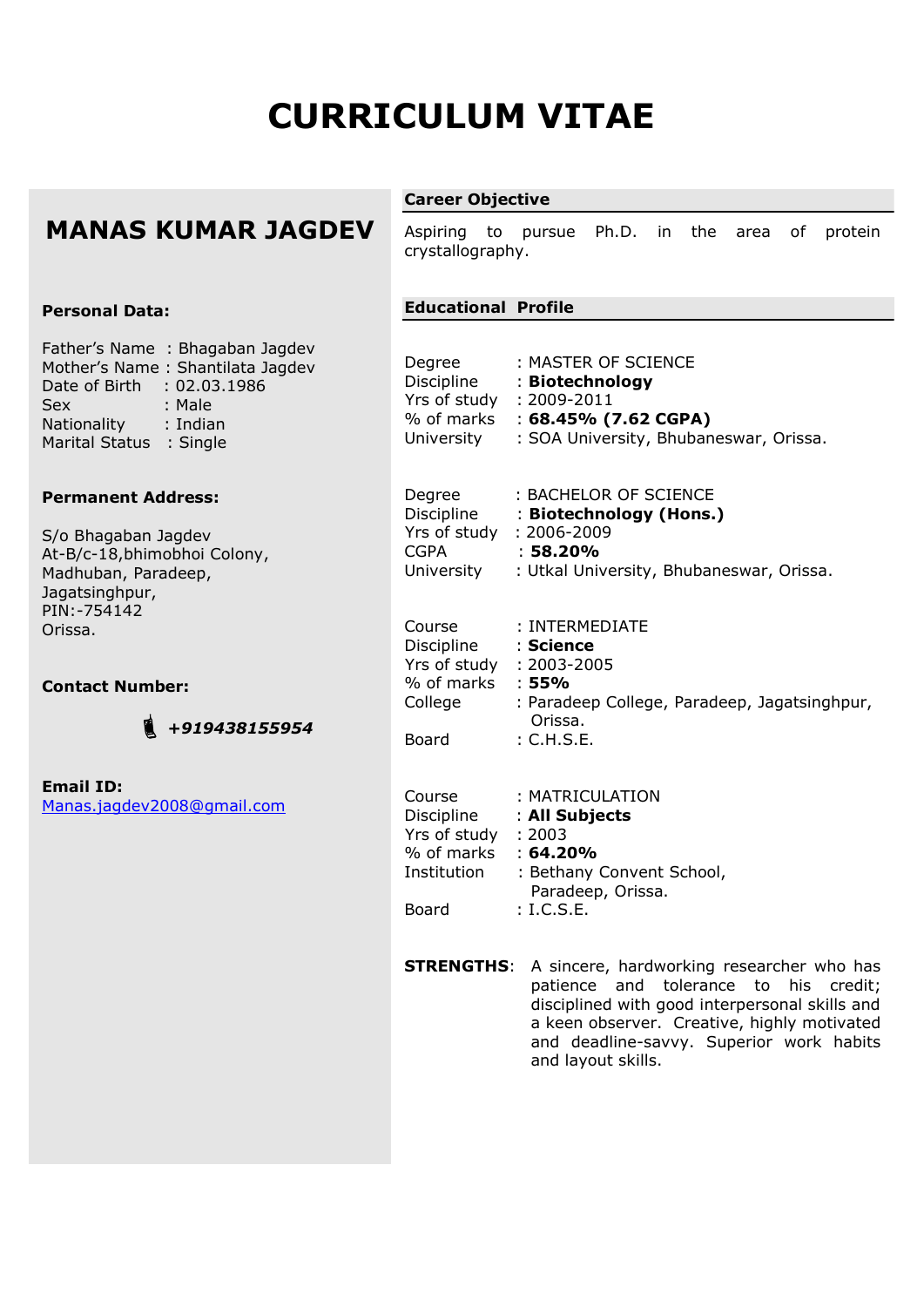# CURRICULUM VITAE

## MANAS KUMAR JAGDEV

**Personal Data:**

Father's Name : Bhagaban Jagdev
Mother's Name : Shantilata Jagdev
Date of Birth : 02.03.1986
Sex : Male
Nationality : Indian
Marital Status : Single

**Permanent Address:**

S/o Bhagaban Jagdev
At-B/c-18,bhimobhoi Colony,
Madhuban, Paradeep,
Jagatsinghpur,
PIN:-754142
Orissa.

**Contact Number:**

***+919438155954***

**Email ID:**
Manas.jagdev2008@gmail.com

### Career Objective

Aspiring to pursue Ph.D. in the area of protein crystallography.

### Educational Profile

Degree : MASTER OF SCIENCE
Discipline : **Biotechnology**
Yrs of study : 2009-2011
% of marks : **68.45% (7.62 CGPA)**
University : SOA University, Bhubaneswar, Orissa.

Degree : BACHELOR OF SCIENCE
Discipline : **Biotechnology (Hons.)**
Yrs of study : 2006-2009
CGPA : **58.20%**
University : Utkal University, Bhubaneswar, Orissa.

Course : INTERMEDIATE
Discipline : **Science**
Yrs of study : 2003-2005
% of marks : **55%**
College : Paradeep College, Paradeep, Jagatsinghpur, Orissa.
Board : C.H.S.E.

Course : MATRICULATION
Discipline : **All Subjects**
Yrs of study : 2003
% of marks : **64.20%**
Institution : Bethany Convent School, Paradeep, Orissa.
Board : I.C.S.E.

**STRENGTHS**: A sincere, hardworking researcher who has patience and tolerance to his credit; disciplined with good interpersonal skills and a keen observer. Creative, highly motivated and deadline-savvy. Superior work habits and layout skills.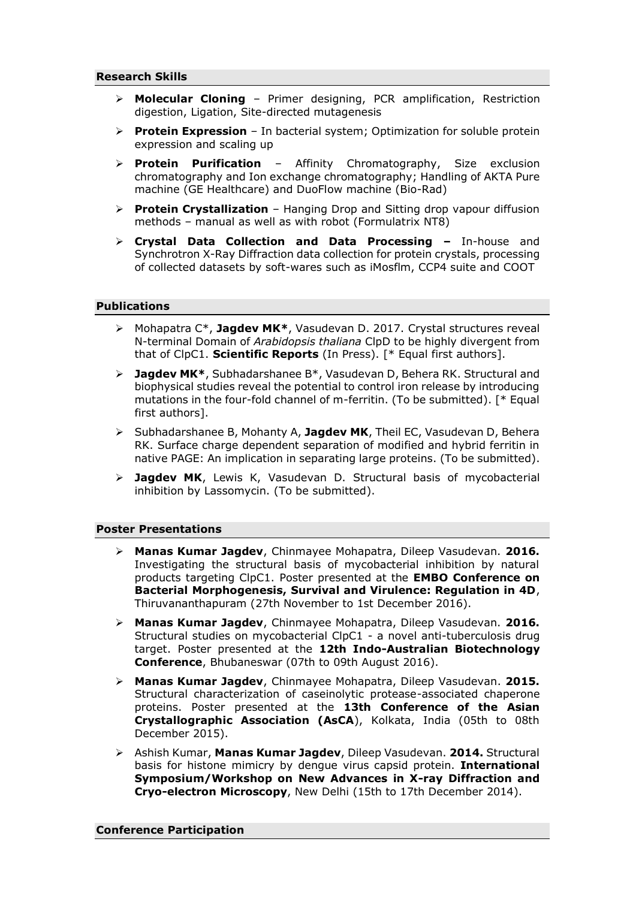## Research Skills

- **Molecular Cloning** – Primer designing, PCR amplification, Restriction digestion, Ligation, Site-directed mutagenesis
- **Protein Expression** – In bacterial system; Optimization for soluble protein expression and scaling up
- **Protein Purification** – Affinity Chromatography, Size exclusion chromatography and Ion exchange chromatography; Handling of AKTA Pure machine (GE Healthcare) and DuoFlow machine (Bio-Rad)
- **Protein Crystallization** – Hanging Drop and Sitting drop vapour diffusion methods – manual as well as with robot (Formulatrix NT8)
- **Crystal Data Collection and Data Processing –** In-house and Synchrotron X-Ray Diffraction data collection for protein crystals, processing of collected datasets by soft-wares such as iMosflm, CCP4 suite and COOT

## Publications

- Mohapatra C*, **Jagdev MK***, Vasudevan D. 2017. Crystal structures reveal N-terminal Domain of *Arabidopsis thaliana* ClpD to be highly divergent from that of ClpC1. **Scientific Reports** (In Press). [* Equal first authors].
- **Jagdev MK***, Subhadarshanee B*, Vasudevan D, Behera RK. Structural and biophysical studies reveal the potential to control iron release by introducing mutations in the four-fold channel of m-ferritin. (To be submitted). [* Equal first authors].
- Subhadarshanee B, Mohanty A, **Jagdev MK**, Theil EC, Vasudevan D, Behera RK. Surface charge dependent separation of modified and hybrid ferritin in native PAGE: An implication in separating large proteins. (To be submitted).
- **Jagdev MK**, Lewis K, Vasudevan D. Structural basis of mycobacterial inhibition by Lassomycin. (To be submitted).

## Poster Presentations

- **Manas Kumar Jagdev**, Chinmayee Mohapatra, Dileep Vasudevan. **2016.** Investigating the structural basis of mycobacterial inhibition by natural products targeting ClpC1. Poster presented at the **EMBO Conference on Bacterial Morphogenesis, Survival and Virulence: Regulation in 4D**, Thiruvananthapuram (27th November to 1st December 2016).
- **Manas Kumar Jagdev**, Chinmayee Mohapatra, Dileep Vasudevan. **2016.** Structural studies on mycobacterial ClpC1 - a novel anti-tuberculosis drug target. Poster presented at the **12th Indo-Australian Biotechnology Conference**, Bhubaneswar (07th to 09th August 2016).
- **Manas Kumar Jagdev**, Chinmayee Mohapatra, Dileep Vasudevan. **2015.** Structural characterization of caseinolytic protease-associated chaperone proteins. Poster presented at the **13th Conference of the Asian Crystallographic Association (AsCA**), Kolkata, India (05th to 08th December 2015).
- Ashish Kumar, **Manas Kumar Jagdev**, Dileep Vasudevan. **2014.** Structural basis for histone mimicry by dengue virus capsid protein. **International Symposium/Workshop on New Advances in X-ray Diffraction and Cryo-electron Microscopy**, New Delhi (15th to 17th December 2014).

## Conference Participation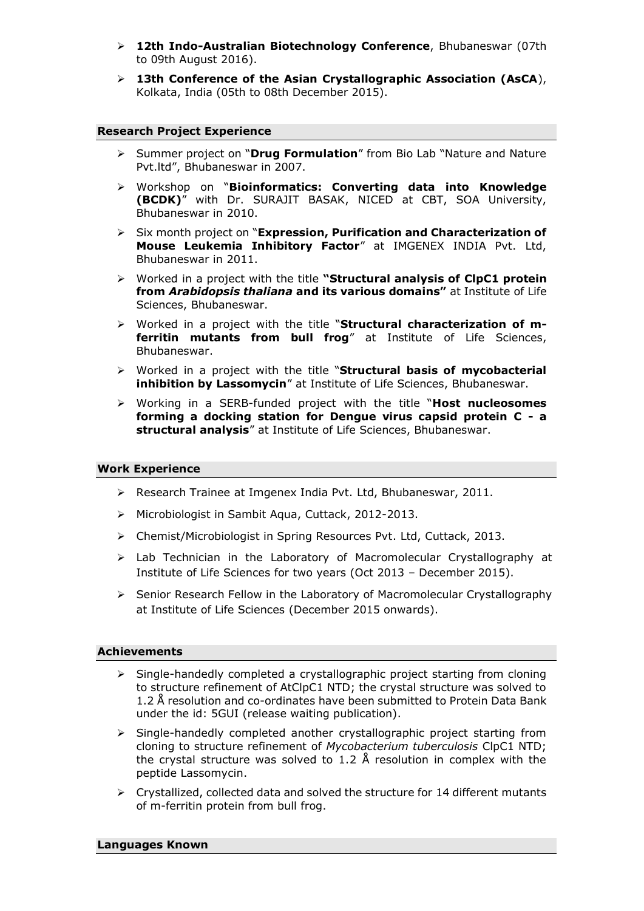- **12th Indo-Australian Biotechnology Conference**, Bhubaneswar (07th to 09th August 2016).
- **13th Conference of the Asian Crystallographic Association (AsCA**), Kolkata, India (05th to 08th December 2015).

## Research Project Experience

- Summer project on "**Drug Formulation**" from Bio Lab "Nature and Nature Pvt.ltd", Bhubaneswar in 2007.
- Workshop on "**Bioinformatics: Converting data into Knowledge (BCDK)**" with Dr. SURAJIT BASAK, NICED at CBT, SOA University, Bhubaneswar in 2010.
- Six month project on "**Expression, Purification and Characterization of Mouse Leukemia Inhibitory Factor**" at IMGENEX INDIA Pvt. Ltd, Bhubaneswar in 2011.
- Worked in a project with the title **"Structural analysis of ClpC1 protein from *Arabidopsis thaliana* and its various domains"** at Institute of Life Sciences, Bhubaneswar.
- Worked in a project with the title "**Structural characterization of m-ferritin mutants from bull frog**" at Institute of Life Sciences, Bhubaneswar.
- Worked in a project with the title "**Structural basis of mycobacterial inhibition by Lassomycin**" at Institute of Life Sciences, Bhubaneswar.
- Working in a SERB-funded project with the title "**Host nucleosomes forming a docking station for Dengue virus capsid protein C - a structural analysis**" at Institute of Life Sciences, Bhubaneswar.

## Work Experience

- Research Trainee at Imgenex India Pvt. Ltd, Bhubaneswar, 2011.
- Microbiologist in Sambit Aqua, Cuttack, 2012-2013.
- Chemist/Microbiologist in Spring Resources Pvt. Ltd, Cuttack, 2013.
- Lab Technician in the Laboratory of Macromolecular Crystallography at Institute of Life Sciences for two years (Oct 2013 – December 2015).
- Senior Research Fellow in the Laboratory of Macromolecular Crystallography at Institute of Life Sciences (December 2015 onwards).

## Achievements

- Single-handedly completed a crystallographic project starting from cloning to structure refinement of AtClpC1 NTD; the crystal structure was solved to 1.2 Å resolution and co-ordinates have been submitted to Protein Data Bank under the id: 5GUI (release waiting publication).
- Single-handedly completed another crystallographic project starting from cloning to structure refinement of *Mycobacterium tuberculosis* ClpC1 NTD; the crystal structure was solved to 1.2 Å resolution in complex with the peptide Lassomycin.
- Crystallized, collected data and solved the structure for 14 different mutants of m-ferritin protein from bull frog.

## Languages Known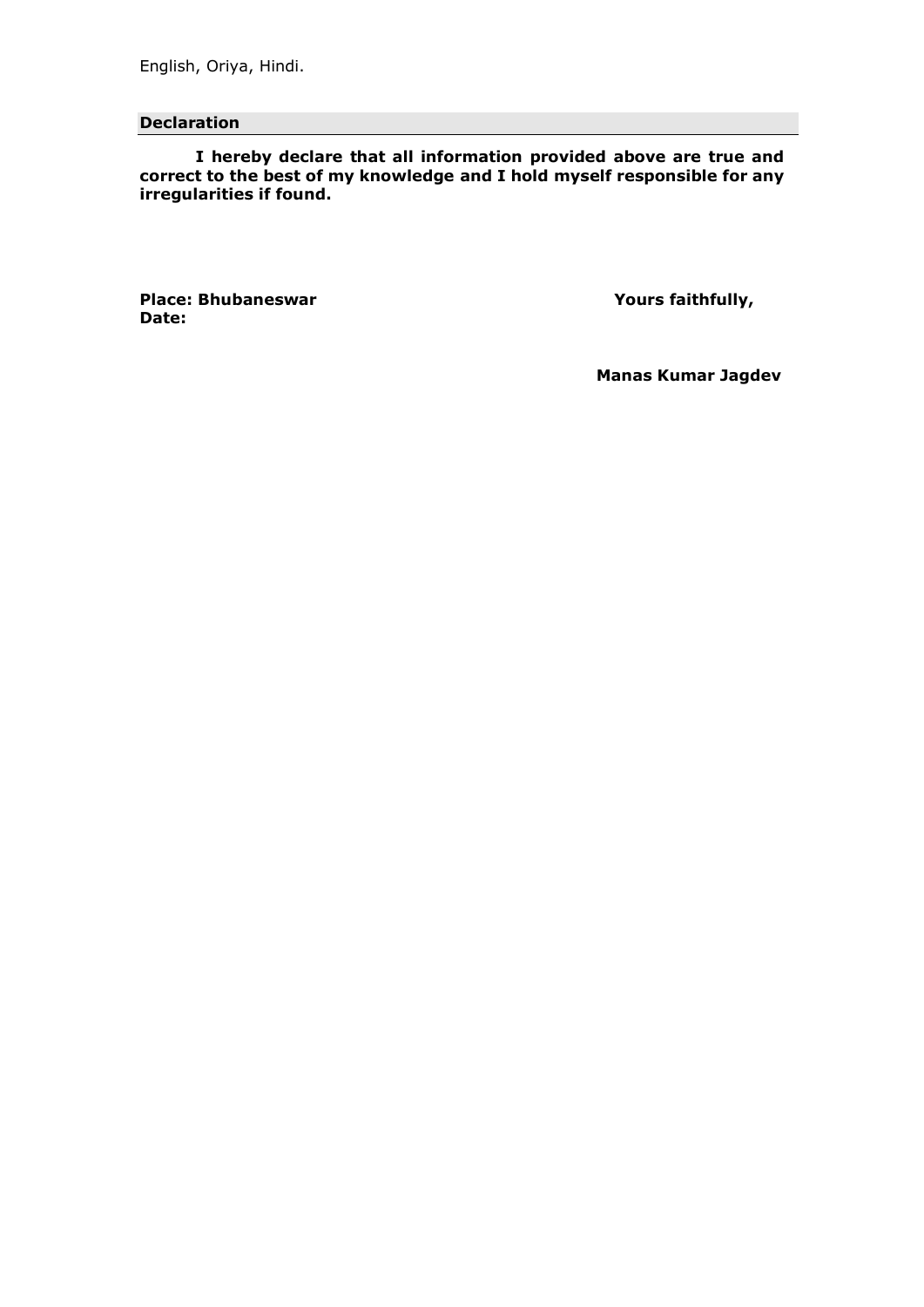English, Oriya, Hindi.

## Declaration

**I hereby declare that all information provided above are true and correct to the best of my knowledge and I hold myself responsible for any irregularities if found.**

**Place: Bhubaneswar**
**Date:**

**Yours faithfully,**

**Manas Kumar Jagdev**